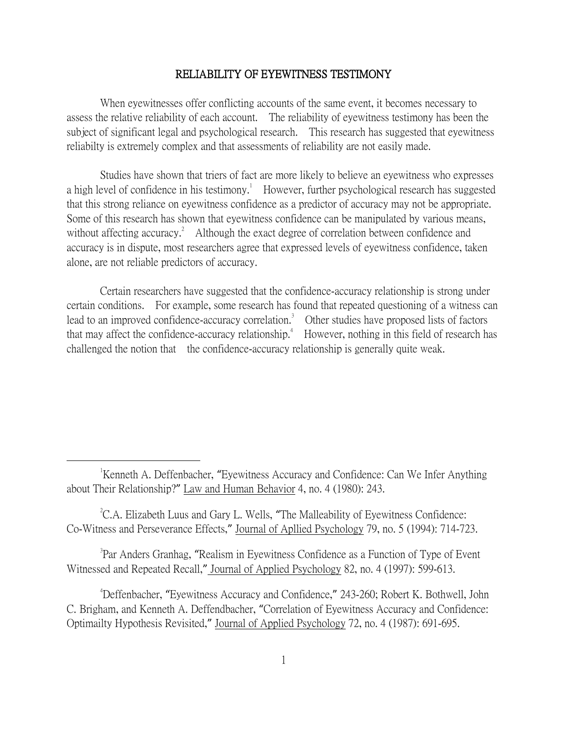# RELIABILITY OF EYEWITNESS TESTIMONY

When eyewitnesses offer conflicting accounts of the same event, it becomes necessary to assess the relative reliability of each account. The reliability of eyewitness testimony has been the subject of significant legal and psychological research. This research has suggested that eyewitness reliabilty is extremely complex and that assessments of reliability are not easily made.

Studies have shown that triers of fact are more likely to believe an eyewitness who expresses a high level of confidence in his testimony.[1] However, further psychological research has suggested that this strong reliance on eyewitness confidence as a predictor of accuracy may not be appropriate. Some of this research has shown that eyewitness confidence can be manipulated by various means, without affecting accuracy.[2] Although the exact degree of correlation between confidence and accuracy is in dispute, most researchers agree that expressed levels of eyewitness confidence, taken alone, are not reliable predictors of accuracy.

Certain researchers have suggested that the confidence-accuracy relationship is strong under certain conditions. For example, some research has found that repeated questioning of a witness can lead to an improved confidence-accuracy correlation.[3] Other studies have proposed lists of factors that may affect the confidence-accuracy relationship.[4] However, nothing in this field of research has challenged the notion that the confidence-accuracy relationship is generally quite weak.

---

[1] Kenneth A. Deffenbacher, "Eyewitness Accuracy and Confidence: Can We Infer Anything about Their Relationship?" Law and Human Behavior 4, no. 4 (1980): 243.

[2] C.A. Elizabeth Luus and Gary L. Wells, "The Malleability of Eyewitness Confidence: Co-Witness and Perseverance Effects," Journal of Apllied Psychology 79, no. 5 (1994): 714-723.

[3] Par Anders Granhag, "Realism in Eyewitness Confidence as a Function of Type of Event Witnessed and Repeated Recall," Journal of Applied Psychology 82, no. 4 (1997): 599-613.

[4] Deffenbacher, "Eyewitness Accuracy and Confidence," 243-260; Robert K. Bothwell, John C. Brigham, and Kenneth A. Deffendbacher, "Correlation of Eyewitness Accuracy and Confidence: Optimailty Hypothesis Revisited," Journal of Applied Psychology 72, no. 4 (1987): 691-695.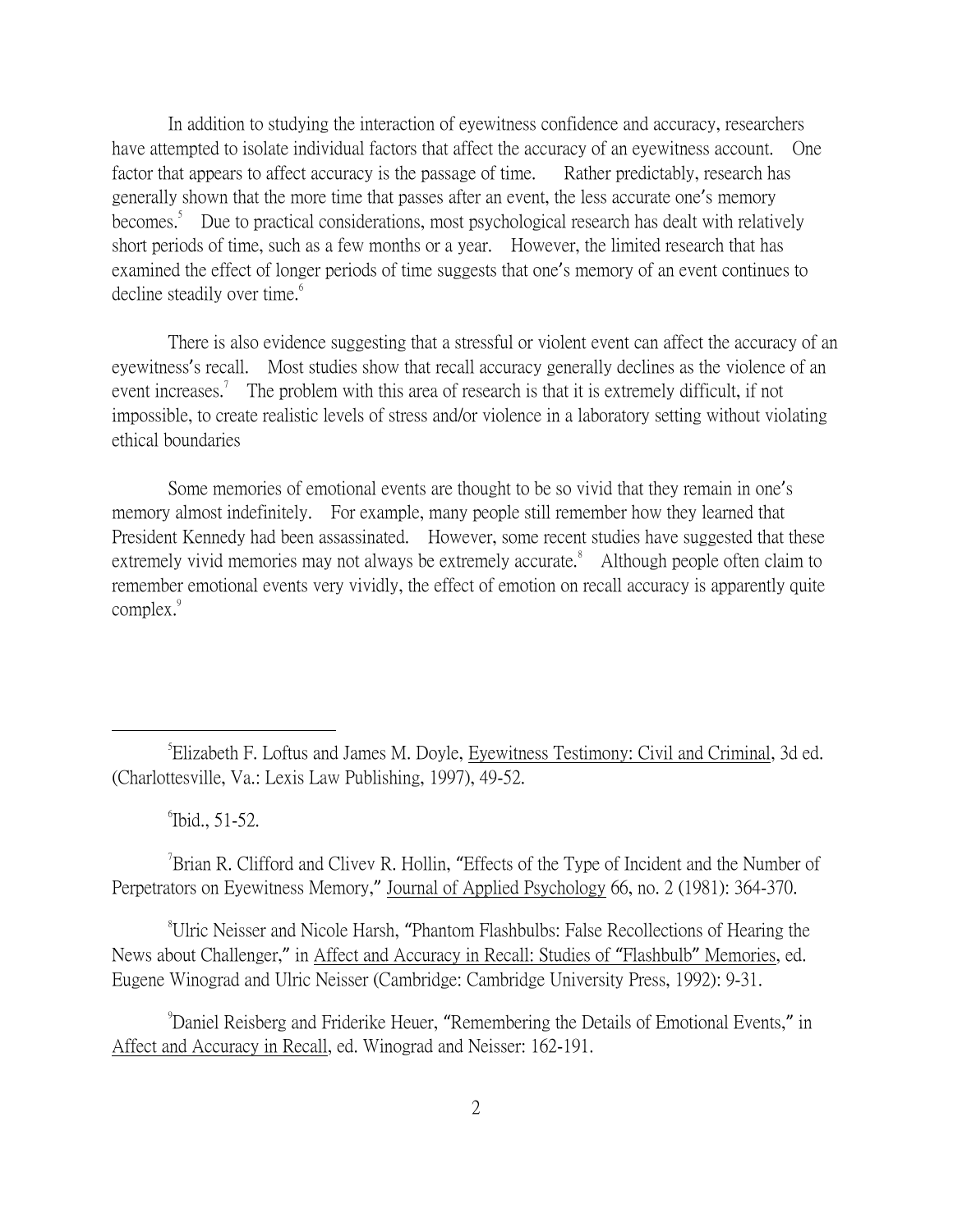In addition to studying the interaction of eyewitness confidence and accuracy, researchers have attempted to isolate individual factors that affect the accuracy of an eyewitness account. One factor that appears to affect accuracy is the passage of time. Rather predictably, research has generally shown that the more time that passes after an event, the less accurate one's memory becomes.[5] Due to practical considerations, most psychological research has dealt with relatively short periods of time, such as a few months or a year. However, the limited research that has examined the effect of longer periods of time suggests that one's memory of an event continues to decline steadily over time.[6]

There is also evidence suggesting that a stressful or violent event can affect the accuracy of an eyewitness's recall. Most studies show that recall accuracy generally declines as the violence of an event increases.[7] The problem with this area of research is that it is extremely difficult, if not impossible, to create realistic levels of stress and/or violence in a laboratory setting without violating ethical boundaries

Some memories of emotional events are thought to be so vivid that they remain in one's memory almost indefinitely. For example, many people still remember how they learned that President Kennedy had been assassinated. However, some recent studies have suggested that these extremely vivid memories may not always be extremely accurate.[8] Although people often claim to remember emotional events very vividly, the effect of emotion on recall accuracy is apparently quite complex.[9]

---

[5] Elizabeth F. Loftus and James M. Doyle, Eyewitness Testimony: Civil and Criminal, 3d ed. (Charlottesville, Va.: Lexis Law Publishing, 1997), 49-52.

[6] Ibid., 51-52.

[7] Brian R. Clifford and Clivev R. Hollin, "Effects of the Type of Incident and the Number of Perpetrators on Eyewitness Memory," Journal of Applied Psychology 66, no. 2 (1981): 364-370.

[8] Ulric Neisser and Nicole Harsh, "Phantom Flashbulbs: False Recollections of Hearing the News about Challenger," in Affect and Accuracy in Recall: Studies of "Flashbulb" Memories, ed. Eugene Winograd and Ulric Neisser (Cambridge: Cambridge University Press, 1992): 9-31.

[9] Daniel Reisberg and Friderike Heuer, "Remembering the Details of Emotional Events," in Affect and Accuracy in Recall, ed. Winograd and Neisser: 162-191.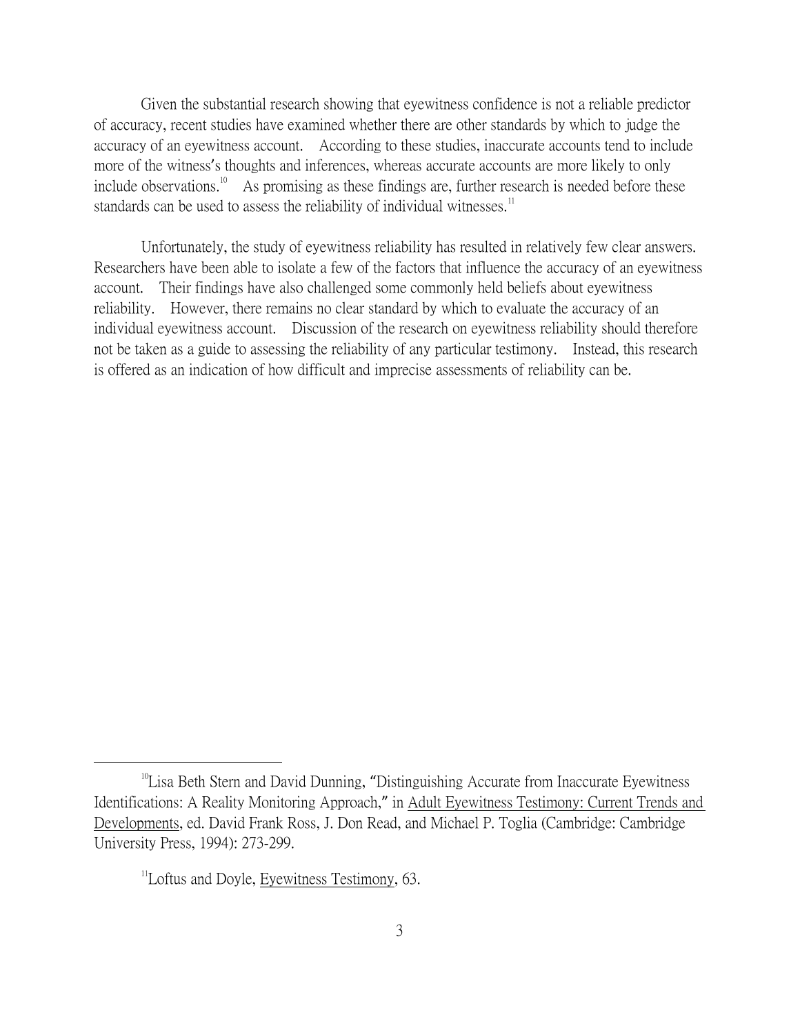Given the substantial research showing that eyewitness confidence is not a reliable predictor of accuracy, recent studies have examined whether there are other standards by which to judge the accuracy of an eyewitness account. According to these studies, inaccurate accounts tend to include more of the witness's thoughts and inferences, whereas accurate accounts are more likely to only include observations.[10] As promising as these findings are, further research is needed before these standards can be used to assess the reliability of individual witnesses.[11]

Unfortunately, the study of eyewitness reliability has resulted in relatively few clear answers. Researchers have been able to isolate a few of the factors that influence the accuracy of an eyewitness account. Their findings have also challenged some commonly held beliefs about eyewitness reliability. However, there remains no clear standard by which to evaluate the accuracy of an individual eyewitness account. Discussion of the research on eyewitness reliability should therefore not be taken as a guide to assessing the reliability of any particular testimony. Instead, this research is offered as an indication of how difficult and imprecise assessments of reliability can be.

---

[10] Lisa Beth Stern and David Dunning, "Distinguishing Accurate from Inaccurate Eyewitness Identifications: A Reality Monitoring Approach," in Adult Eyewitness Testimony: Current Trends and Developments, ed. David Frank Ross, J. Don Read, and Michael P. Toglia (Cambridge: Cambridge University Press, 1994): 273-299.

[11] Loftus and Doyle, Eyewitness Testimony, 63.